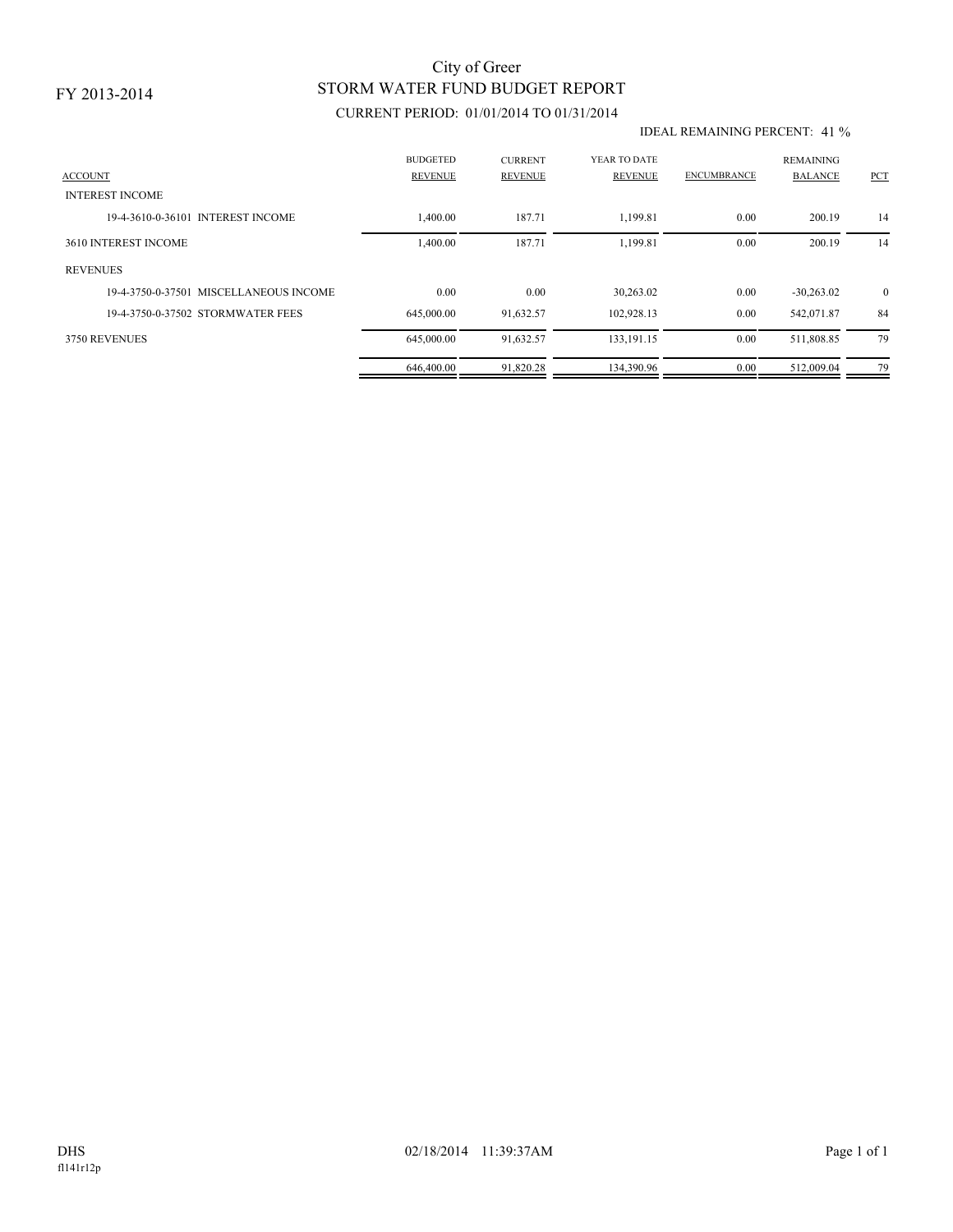FY 2013-2014

# City of Greer
## STORM WATER FUND BUDGET REPORT
### CURRENT PERIOD: 01/01/2014 TO 01/31/2014

IDEAL REMAINING PERCENT: 41 %

| ACCOUNT | BUDGETED REVENUE | CURRENT REVENUE | YEAR TO DATE REVENUE | ENCUMBRANCE | REMAINING BALANCE | PCT |
|---|---|---|---|---|---|---|
| INTEREST INCOME | | | | | | |
| 19-4-3610-0-36101 INTEREST INCOME | 1,400.00 | 187.71 | 1,199.81 | 0.00 | 200.19 | 14 |
| 3610 INTEREST INCOME | 1,400.00 | 187.71 | 1,199.81 | 0.00 | 200.19 | 14 |
| REVENUES | | | | | | |
| 19-4-3750-0-37501 MISCELLANEOUS INCOME | 0.00 | 0.00 | 30,263.02 | 0.00 | -30,263.02 | 0 |
| 19-4-3750-0-37502 STORMWATER FEES | 645,000.00 | 91,632.57 | 102,928.13 | 0.00 | 542,071.87 | 84 |
| 3750 REVENUES | 645,000.00 | 91,632.57 | 133,191.15 | 0.00 | 511,808.85 | 79 |
| | 646,400.00 | 91,820.28 | 134,390.96 | 0.00 | 512,009.04 | 79 |

DHS 02/18/2014 11:39:37AM

fl141r12p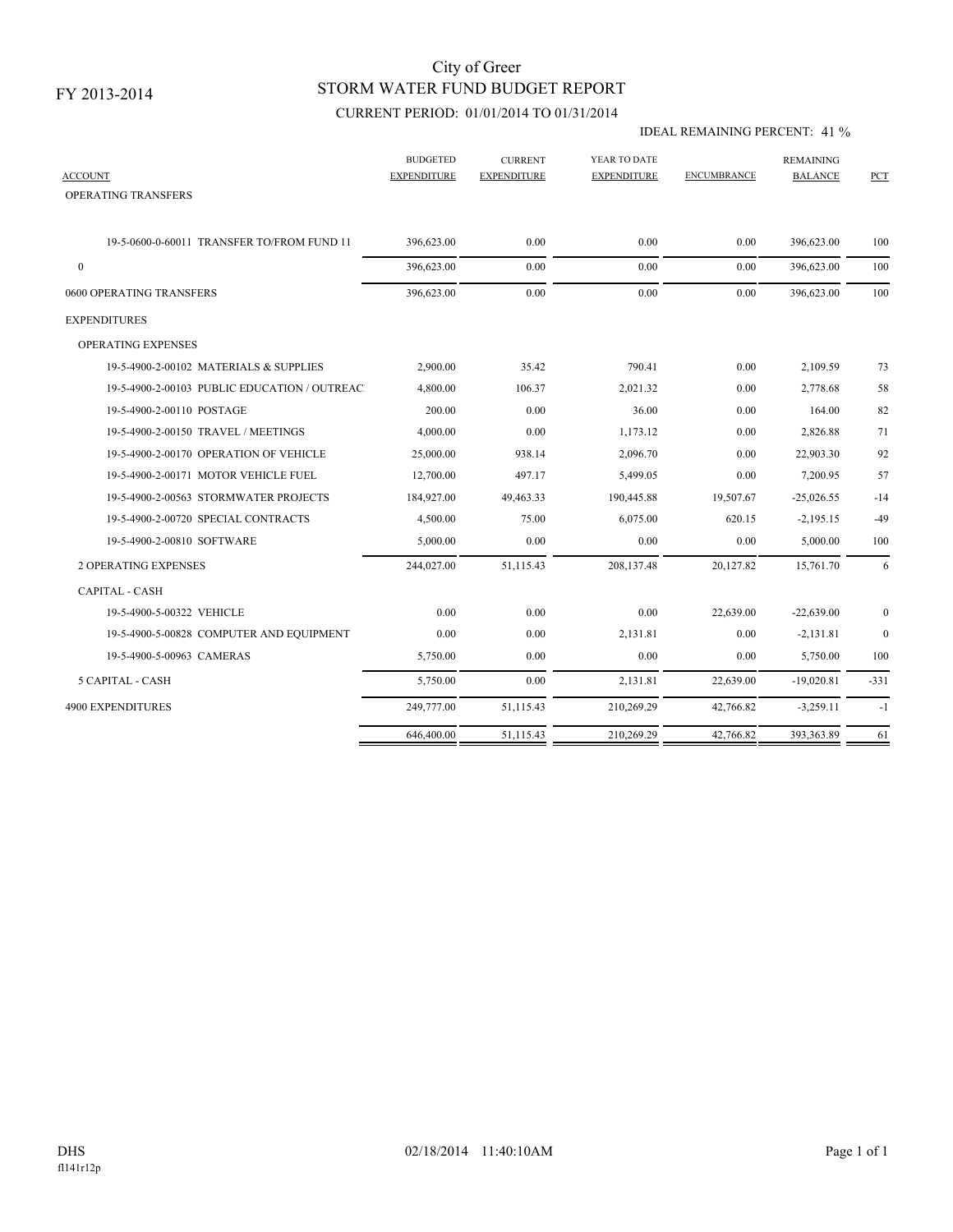FY 2013-2014

# City of Greer
## STORM WATER FUND BUDGET REPORT

CURRENT PERIOD: 01/01/2014 TO 01/31/2014

IDEAL REMAINING PERCENT: 41 %

| ACCOUNT | BUDGETED EXPENDITURE | CURRENT EXPENDITURE | YEAR TO DATE EXPENDITURE | ENCUMBRANCE | REMAINING BALANCE | PCT |
|---|---|---|---|---|---|---|
| OPERATING TRANSFERS | | | | | | |
| 19-5-0600-0-60011 TRANSFER TO/FROM FUND 11 | 396,623.00 | 0.00 | 0.00 | 0.00 | 396,623.00 | 100 |
| 0 | 396,623.00 | 0.00 | 0.00 | 0.00 | 396,623.00 | 100 |
| 0600 OPERATING TRANSFERS | 396,623.00 | 0.00 | 0.00 | 0.00 | 396,623.00 | 100 |
| EXPENDITURES | | | | | | |
| OPERATING EXPENSES | | | | | | |
| 19-5-4900-2-00102 MATERIALS & SUPPLIES | 2,900.00 | 35.42 | 790.41 | 0.00 | 2,109.59 | 73 |
| 19-5-4900-2-00103 PUBLIC EDUCATION / OUTREAC | 4,800.00 | 106.37 | 2,021.32 | 0.00 | 2,778.68 | 58 |
| 19-5-4900-2-00110 POSTAGE | 200.00 | 0.00 | 36.00 | 0.00 | 164.00 | 82 |
| 19-5-4900-2-00150 TRAVEL / MEETINGS | 4,000.00 | 0.00 | 1,173.12 | 0.00 | 2,826.88 | 71 |
| 19-5-4900-2-00170 OPERATION OF VEHICLE | 25,000.00 | 938.14 | 2,096.70 | 0.00 | 22,903.30 | 92 |
| 19-5-4900-2-00171 MOTOR VEHICLE FUEL | 12,700.00 | 497.17 | 5,499.05 | 0.00 | 7,200.95 | 57 |
| 19-5-4900-2-00563 STORMWATER PROJECTS | 184,927.00 | 49,463.33 | 190,445.88 | 19,507.67 | -25,026.55 | -14 |
| 19-5-4900-2-00720 SPECIAL CONTRACTS | 4,500.00 | 75.00 | 6,075.00 | 620.15 | -2,195.15 | -49 |
| 19-5-4900-2-00810 SOFTWARE | 5,000.00 | 0.00 | 0.00 | 0.00 | 5,000.00 | 100 |
| 2 OPERATING EXPENSES | 244,027.00 | 51,115.43 | 208,137.48 | 20,127.82 | 15,761.70 | 6 |
| CAPITAL - CASH | | | | | | |
| 19-5-4900-5-00322 VEHICLE | 0.00 | 0.00 | 0.00 | 22,639.00 | -22,639.00 | 0 |
| 19-5-4900-5-00828 COMPUTER AND EQUIPMENT | 0.00 | 0.00 | 2,131.81 | 0.00 | -2,131.81 | 0 |
| 19-5-4900-5-00963 CAMERAS | 5,750.00 | 0.00 | 0.00 | 0.00 | 5,750.00 | 100 |
| 5 CAPITAL - CASH | 5,750.00 | 0.00 | 2,131.81 | 22,639.00 | -19,020.81 | -331 |
| 4900 EXPENDITURES | 249,777.00 | 51,115.43 | 210,269.29 | 42,766.82 | -3,259.11 | -1 |
| | 646,400.00 | 51,115.43 | 210,269.29 | 42,766.82 | 393,363.89 | 61 |

DHS  02/18/2014 11:40:10AM
fl141r12p